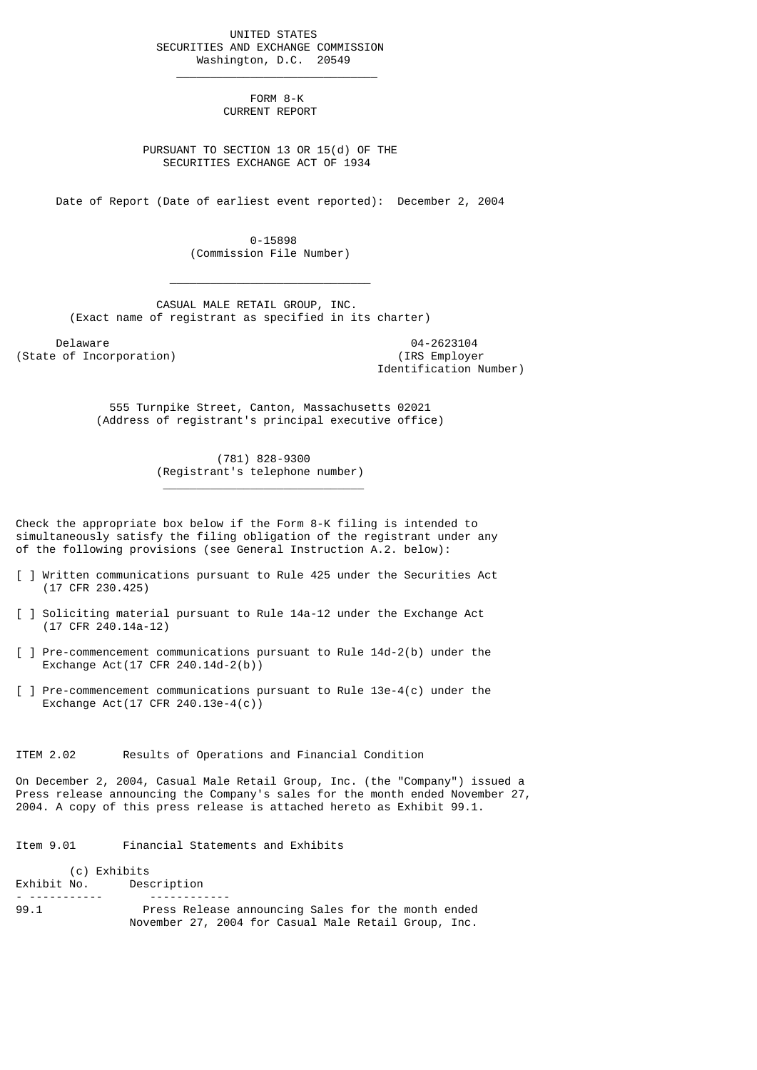UNITED STATES
SECURITIES AND EXCHANGE COMMISSION
Washington, D.C. 20549

---

# FORM 8-K
## CURRENT REPORT

PURSUANT TO SECTION 13 OR 15(d) OF THE
SECURITIES EXCHANGE ACT OF 1934

Date of Report (Date of earliest event reported): December 2, 2004

0-15898
(Commission File Number)

---

CASUAL MALE RETAIL GROUP, INC.
(Exact name of registrant as specified in its charter)

| Delaware | 04-2623104 |
|---|---|
| (State of Incorporation) | (IRS Employer Identification Number) |

555 Turnpike Street, Canton, Massachusetts 02021
(Address of registrant's principal executive office)

(781) 828-9300
(Registrant's telephone number)

---

Check the appropriate box below if the Form 8-K filing is intended to simultaneously satisfy the filing obligation of the registrant under any of the following provisions (see General Instruction A.2. below):

[ ] Written communications pursuant to Rule 425 under the Securities Act (17 CFR 230.425)

[ ] Soliciting material pursuant to Rule 14a-12 under the Exchange Act (17 CFR 240.14a-12)

[ ] Pre-commencement communications pursuant to Rule 14d-2(b) under the Exchange Act(17 CFR 240.14d-2(b))

[ ] Pre-commencement communications pursuant to Rule 13e-4(c) under the Exchange Act(17 CFR 240.13e-4(c))

ITEM 2.02 Results of Operations and Financial Condition

On December 2, 2004, Casual Male Retail Group, Inc. (the "Company") issued a Press release announcing the Company's sales for the month ended November 27, 2004. A copy of this press release is attached hereto as Exhibit 99.1.

Item 9.01 Financial Statements and Exhibits

(c) Exhibits

| Exhibit No. | Description |
|---|---|
| 99.1 | Press Release announcing Sales for the month ended November 27, 2004 for Casual Male Retail Group, Inc. |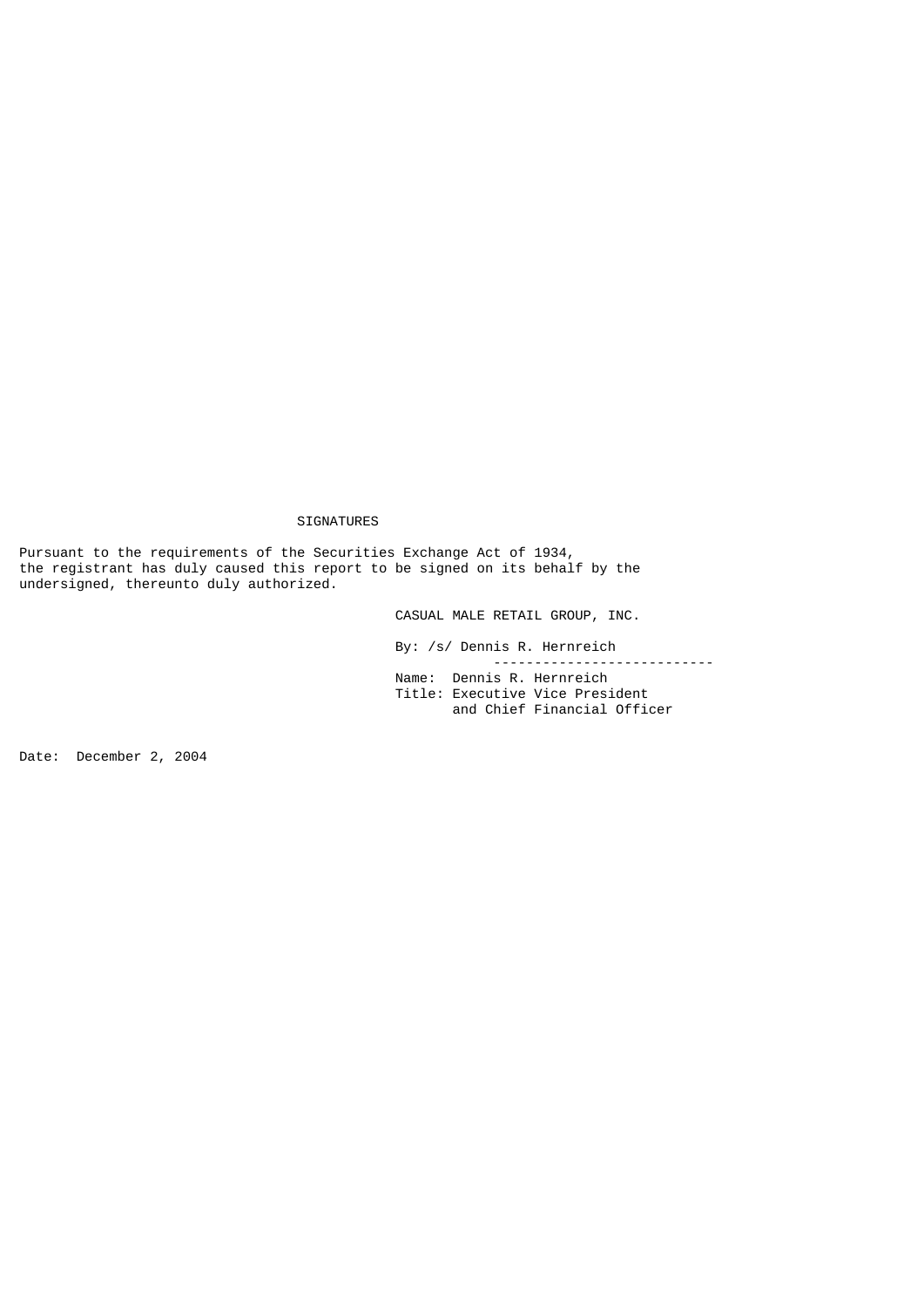# SIGNATURES

Pursuant to the requirements of the Securities Exchange Act of 1934, the registrant has duly caused this report to be signed on its behalf by the undersigned, thereunto duly authorized.

CASUAL MALE RETAIL GROUP, INC.

By: /s/ Dennis R. Hernreich

Name: Dennis R. Hernreich
Title: Executive Vice President and Chief Financial Officer

Date: December 2, 2004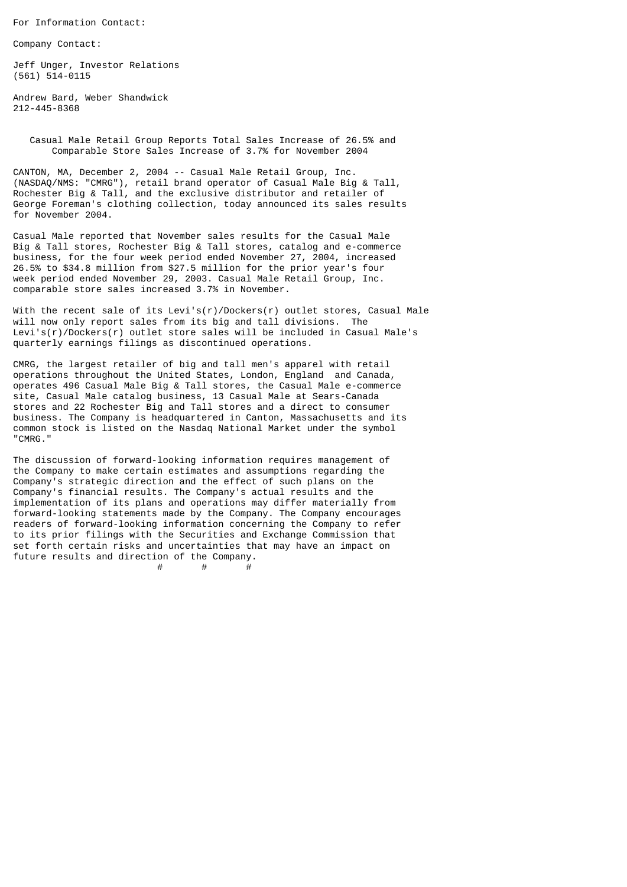For Information Contact:

Company Contact:

Jeff Unger, Investor Relations
(561) 514-0115

Andrew Bard, Weber Shandwick
212-445-8368

## Casual Male Retail Group Reports Total Sales Increase of 26.5% and Comparable Store Sales Increase of 3.7% for November 2004

CANTON, MA, December 2, 2004 -- Casual Male Retail Group, Inc. (NASDAQ/NMS: "CMRG"), retail brand operator of Casual Male Big & Tall, Rochester Big & Tall, and the exclusive distributor and retailer of George Foreman's clothing collection, today announced its sales results for November 2004.

Casual Male reported that November sales results for the Casual Male Big & Tall stores, Rochester Big & Tall stores, catalog and e-commerce business, for the four week period ended November 27, 2004, increased 26.5% to $34.8 million from $27.5 million for the prior year's four week period ended November 29, 2003. Casual Male Retail Group, Inc. comparable store sales increased 3.7% in November.

With the recent sale of its Levi's(r)/Dockers(r) outlet stores, Casual Male will now only report sales from its big and tall divisions. The Levi's(r)/Dockers(r) outlet store sales will be included in Casual Male's quarterly earnings filings as discontinued operations.

CMRG, the largest retailer of big and tall men's apparel with retail operations throughout the United States, London, England and Canada, operates 496 Casual Male Big & Tall stores, the Casual Male e-commerce site, Casual Male catalog business, 13 Casual Male at Sears-Canada stores and 22 Rochester Big and Tall stores and a direct to consumer business. The Company is headquartered in Canton, Massachusetts and its common stock is listed on the Nasdaq National Market under the symbol "CMRG."

The discussion of forward-looking information requires management of the Company to make certain estimates and assumptions regarding the Company's strategic direction and the effect of such plans on the Company's financial results. The Company's actual results and the implementation of its plans and operations may differ materially from forward-looking statements made by the Company. The Company encourages readers of forward-looking information concerning the Company to refer to its prior filings with the Securities and Exchange Commission that set forth certain risks and uncertainties that may have an impact on future results and direction of the Company.

# # #